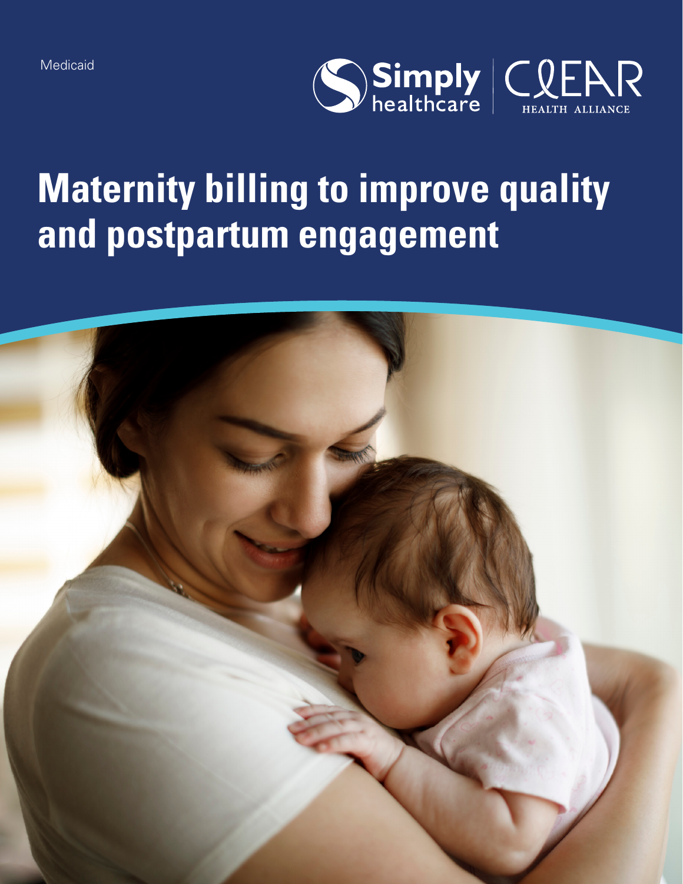Medicaid

Simply healthcare | CLEAR HEALTH ALLIANCE

# Maternity billing to improve quality and postpartum engagement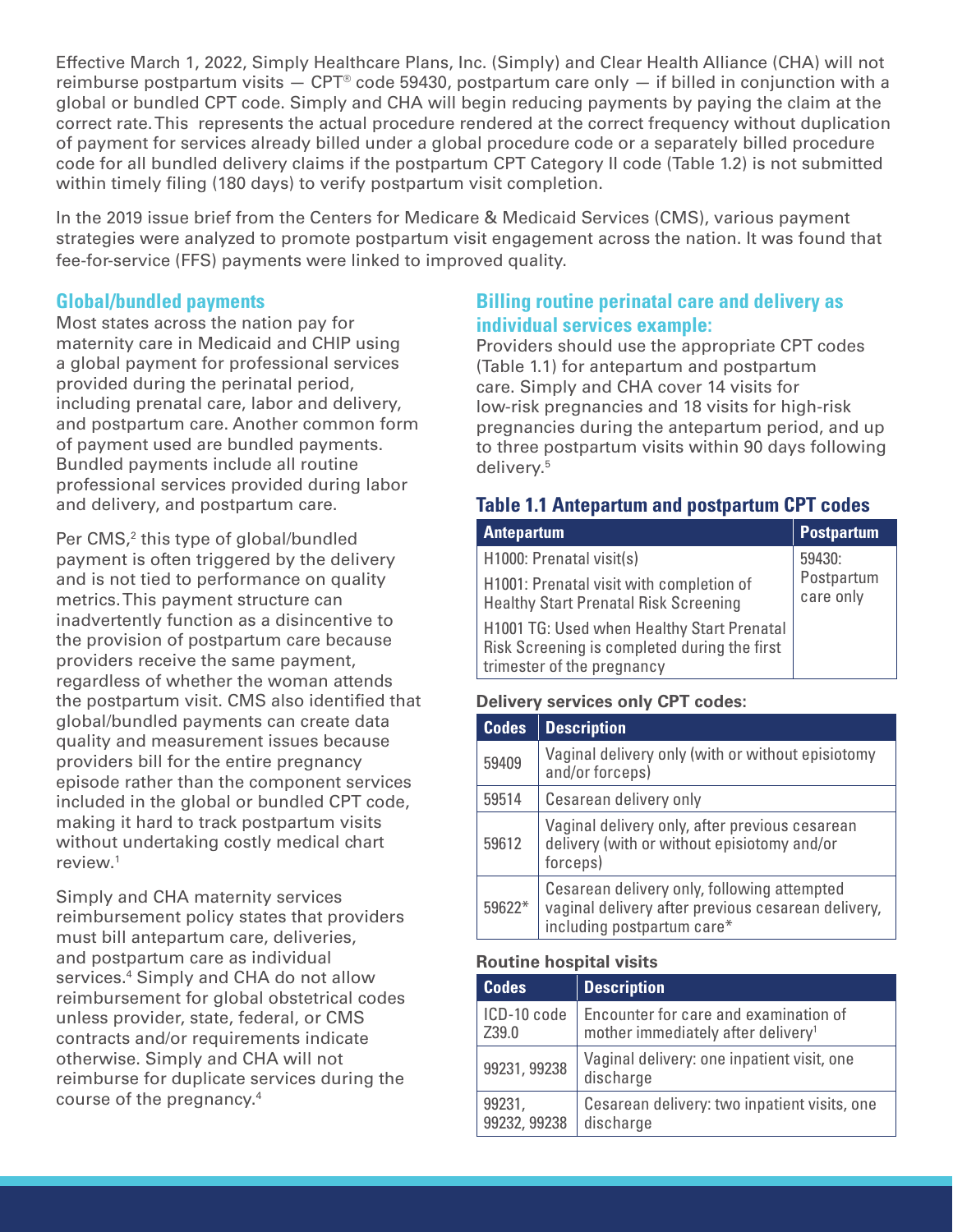Effective March 1, 2022, Simply Healthcare Plans, Inc. (Simply) and Clear Health Alliance (CHA) will not reimburse postpartum visits — CPT® code 59430, postpartum care only — if billed in conjunction with a global or bundled CPT code. Simply and CHA will begin reducing payments by paying the claim at the correct rate. This represents the actual procedure rendered at the correct frequency without duplication of payment for services already billed under a global procedure code or a separately billed procedure code for all bundled delivery claims if the postpartum CPT Category II code (Table 1.2) is not submitted within timely filing (180 days) to verify postpartum visit completion.

In the 2019 issue brief from the Centers for Medicare & Medicaid Services (CMS), various payment strategies were analyzed to promote postpartum visit engagement across the nation. It was found that fee-for-service (FFS) payments were linked to improved quality.

## Global/bundled payments

Most states across the nation pay for maternity care in Medicaid and CHIP using a global payment for professional services provided during the perinatal period, including prenatal care, labor and delivery, and postpartum care. Another common form of payment used are bundled payments. Bundled payments include all routine professional services provided during labor and delivery, and postpartum care.

Per CMS,[2] this type of global/bundled payment is often triggered by the delivery and is not tied to performance on quality metrics. This payment structure can inadvertently function as a disincentive to the provision of postpartum care because providers receive the same payment, regardless of whether the woman attends the postpartum visit. CMS also identified that global/bundled payments can create data quality and measurement issues because providers bill for the entire pregnancy episode rather than the component services included in the global or bundled CPT code, making it hard to track postpartum visits without undertaking costly medical chart review.[1]

Simply and CHA maternity services reimbursement policy states that providers must bill antepartum care, deliveries, and postpartum care as individual services.[4] Simply and CHA do not allow reimbursement for global obstetrical codes unless provider, state, federal, or CMS contracts and/or requirements indicate otherwise. Simply and CHA will not reimburse for duplicate services during the course of the pregnancy.[4]

## Billing routine perinatal care and delivery as individual services example:

Providers should use the appropriate CPT codes (Table 1.1) for antepartum and postpartum care. Simply and CHA cover 14 visits for low-risk pregnancies and 18 visits for high-risk pregnancies during the antepartum period, and up to three postpartum visits within 90 days following delivery.[5]

### Table 1.1 Antepartum and postpartum CPT codes

| Antepartum | Postpartum |
|---|---|
| H1000: Prenatal visit(s)<br>H1001: Prenatal visit with completion of Healthy Start Prenatal Risk Screening<br>H1001 TG: Used when Healthy Start Prenatal Risk Screening is completed during the first trimester of the pregnancy | 59430: Postpartum care only |

**Delivery services only CPT codes:**

| Codes | Description |
|---|---|
| 59409 | Vaginal delivery only (with or without episiotomy and/or forceps) |
| 59514 | Cesarean delivery only |
| 59612 | Vaginal delivery only, after previous cesarean delivery (with or without episiotomy and/or forceps) |
| 59622* | Cesarean delivery only, following attempted vaginal delivery after previous cesarean delivery, including postpartum care* |

**Routine hospital visits**

| Codes | Description |
|---|---|
| ICD-10 code Z39.0 | Encounter for care and examination of mother immediately after delivery[1] |
| 99231, 99238 | Vaginal delivery: one inpatient visit, one discharge |
| 99231, 99232, 99238 | Cesarean delivery: two inpatient visits, one discharge |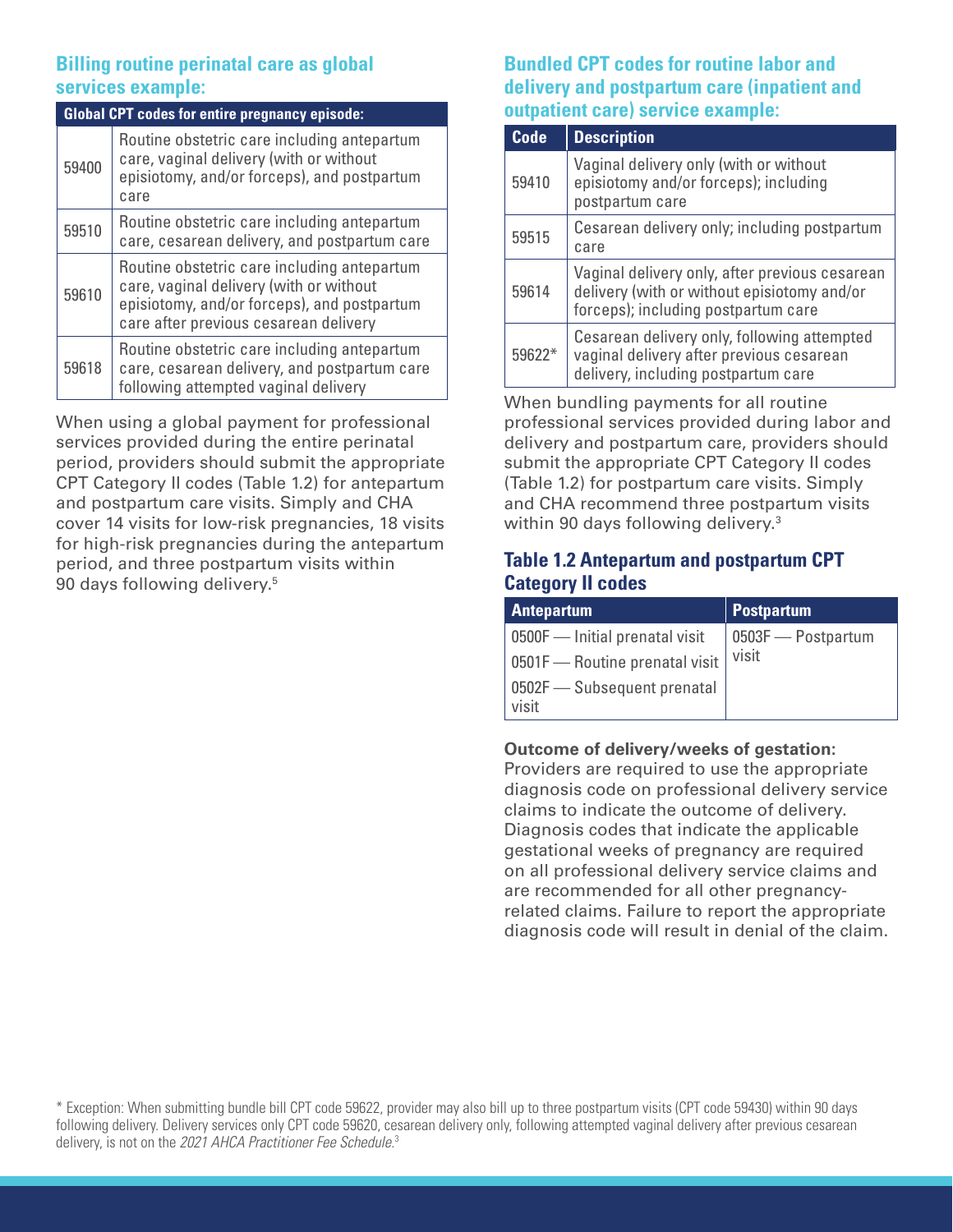### Billing routine perinatal care as global services example:

| Global CPT codes for entire pregnancy episode: | |
|---|---|
| 59400 | Routine obstetric care including antepartum care, vaginal delivery (with or without episiotomy, and/or forceps), and postpartum care |
| 59510 | Routine obstetric care including antepartum care, cesarean delivery, and postpartum care |
| 59610 | Routine obstetric care including antepartum care, vaginal delivery (with or without episiotomy, and/or forceps), and postpartum care after previous cesarean delivery |
| 59618 | Routine obstetric care including antepartum care, cesarean delivery, and postpartum care following attempted vaginal delivery |

When using a global payment for professional services provided during the entire perinatal period, providers should submit the appropriate CPT Category II codes (Table 1.2) for antepartum and postpartum care visits. Simply and CHA cover 14 visits for low-risk pregnancies, 18 visits for high-risk pregnancies during the antepartum period, and three postpartum visits within 90 days following delivery.[5]

### Bundled CPT codes for routine labor and delivery and postpartum care (inpatient and outpatient care) service example:

| Code | Description |
|---|---|
| 59410 | Vaginal delivery only (with or without episiotomy and/or forceps); including postpartum care |
| 59515 | Cesarean delivery only; including postpartum care |
| 59614 | Vaginal delivery only, after previous cesarean delivery (with or without episiotomy and/or forceps); including postpartum care |
| 59622* | Cesarean delivery only, following attempted vaginal delivery after previous cesarean delivery, including postpartum care |

When bundling payments for all routine professional services provided during labor and delivery and postpartum care, providers should submit the appropriate CPT Category II codes (Table 1.2) for postpartum care visits. Simply and CHA recommend three postpartum visits within 90 days following delivery.[3]

### Table 1.2 Antepartum and postpartum CPT Category II codes

| Antepartum | Postpartum |
|---|---|
| 0500F — Initial prenatal visit | 0503F — Postpartum visit |
| 0501F — Routine prenatal visit | |
| 0502F — Subsequent prenatal visit | |

**Outcome of delivery/weeks of gestation:**
Providers are required to use the appropriate diagnosis code on professional delivery service claims to indicate the outcome of delivery. Diagnosis codes that indicate the applicable gestational weeks of pregnancy are required on all professional delivery service claims and are recommended for all other pregnancy-related claims. Failure to report the appropriate diagnosis code will result in denial of the claim.

* Exception: When submitting bundle bill CPT code 59622, provider may also bill up to three postpartum visits (CPT code 59430) within 90 days following delivery. Delivery services only CPT code 59620, cesarean delivery only, following attempted vaginal delivery after previous cesarean delivery, is not on the *2021 AHCA Practitioner Fee Schedule*.[3]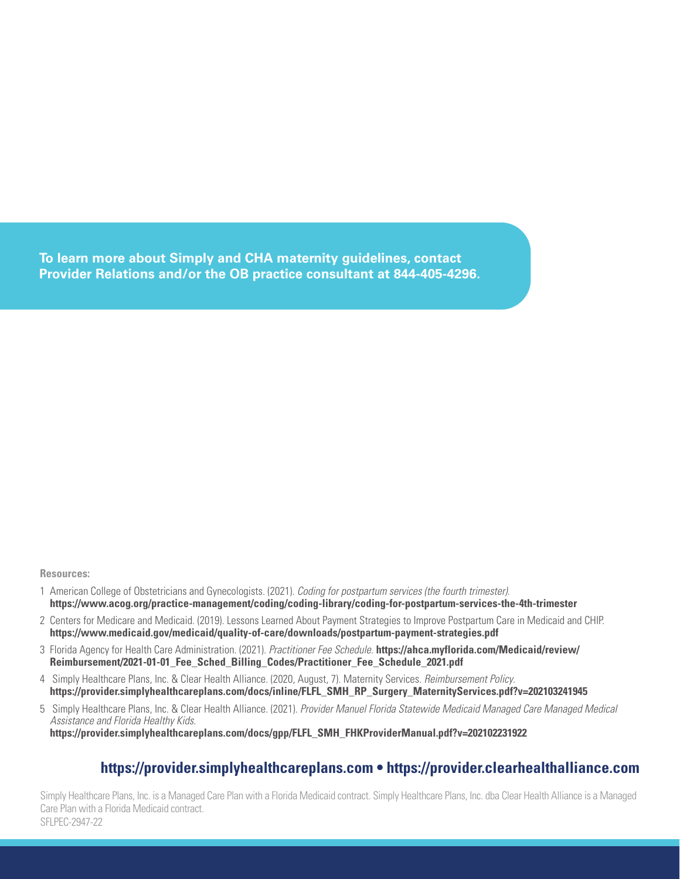**To learn more about Simply and CHA maternity guidelines, contact Provider Relations and/or the OB practice consultant at 844-405-4296.**

**Resources:**

1. American College of Obstetricians and Gynecologists. (2021). *Coding for postpartum services (the fourth trimester).* **https://www.acog.org/practice-management/coding/coding-library/coding-for-postpartum-services-the-4th-trimester**
2. Centers for Medicare and Medicaid. (2019). Lessons Learned About Payment Strategies to Improve Postpartum Care in Medicaid and CHIP. **https://www.medicaid.gov/medicaid/quality-of-care/downloads/postpartum-payment-strategies.pdf**
3. Florida Agency for Health Care Administration. (2021). *Practitioner Fee Schedule.* **https://ahca.myflorida.com/Medicaid/review/Reimbursement/2021-01-01_Fee_Sched_Billing_Codes/Practitioner_Fee_Schedule_2021.pdf**
4. Simply Healthcare Plans, Inc. & Clear Health Alliance. (2020, August, 7). Maternity Services. *Reimbursement Policy.* **https://provider.simplyhealthcareplans.com/docs/inline/FLFL_SMH_RP_Surgery_MaternityServices.pdf?v=202103241945**
5. Simply Healthcare Plans, Inc. & Clear Health Alliance. (2021). *Provider Manuel Florida Statewide Medicaid Managed Care Managed Medical Assistance and Florida Healthy Kids.* **https://provider.simplyhealthcareplans.com/docs/gpp/FLFL_SMH_FHKProviderManual.pdf?v=202102231922**

**https://provider.simplyhealthcareplans.com • https://provider.clearhealthalliance.com**

Simply Healthcare Plans, Inc. is a Managed Care Plan with a Florida Medicaid contract. Simply Healthcare Plans, Inc. dba Clear Health Alliance is a Managed Care Plan with a Florida Medicaid contract.
SFLPEC-2947-22